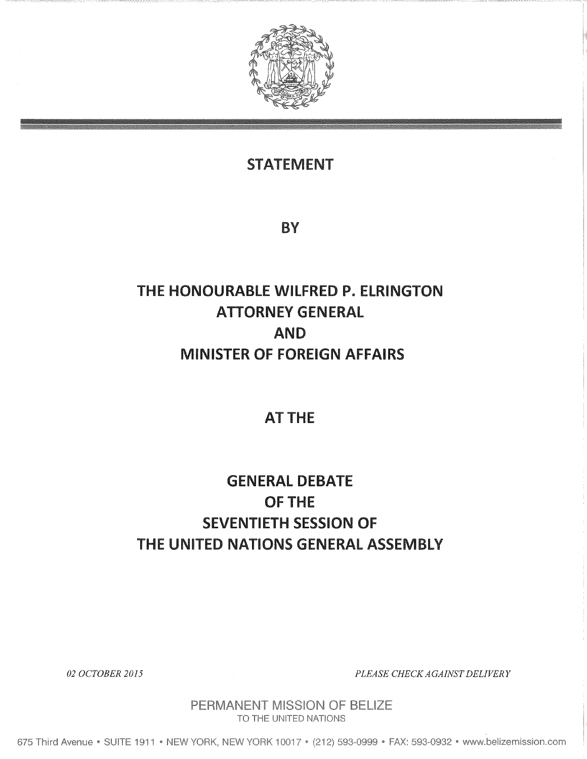# STATEMENT

## BY

## THE HONOURABLE WILFRED P. ELRINGTON
## ATTORNEY GENERAL
## AND
## MINISTER OF FOREIGN AFFAIRS

## AT THE

## GENERAL DEBATE
## OF THE
## SEVENTIETH SESSION OF
## THE UNITED NATIONS GENERAL ASSEMBLY

*02 OCTOBER 2015*

*PLEASE CHECK AGAINST DELIVERY*

PERMANENT MISSION OF BELIZE
TO THE UNITED NATIONS

675 Third Avenue • SUITE 1911 • NEW YORK, NEW YORK 10017 • (212) 593-0999 • FAX: 593-0932 • www.belizemission.com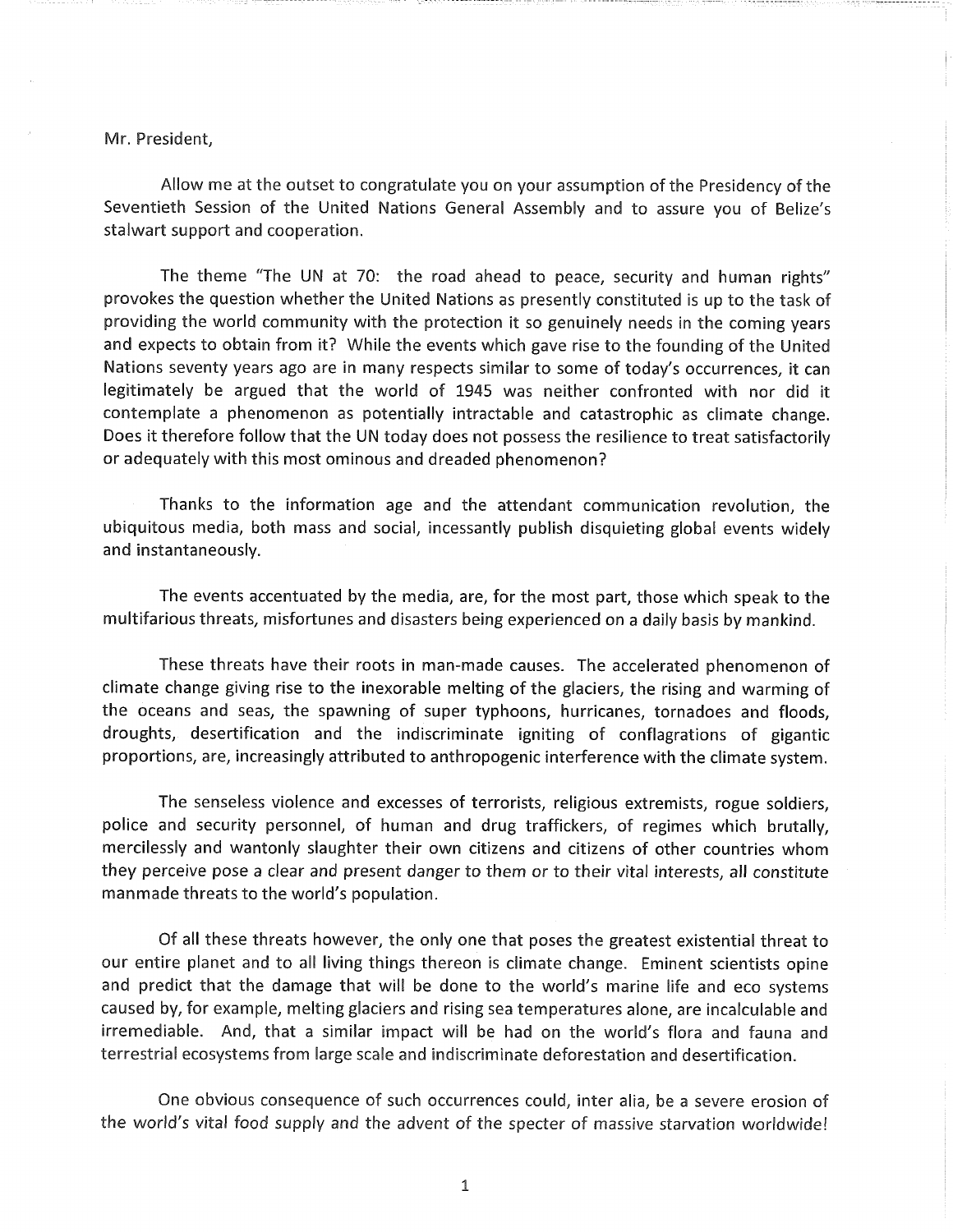Mr. President,

Allow me at the outset to congratulate you on your assumption of the Presidency of the Seventieth Session of the United Nations General Assembly and to assure you of Belize's stalwart support and cooperation.

The theme "The UN at 70: the road ahead to peace, security and human rights" provokes the question whether the United Nations as presently constituted is up to the task of providing the world community with the protection it so genuinely needs in the coming years and expects to obtain from it? While the events which gave rise to the founding of the United Nations seventy years ago are in many respects similar to some of today's occurrences, it can legitimately be argued that the world of 1945 was neither confronted with nor did it contemplate a phenomenon as potentially intractable and catastrophic as climate change. Does it therefore follow that the UN today does not possess the resilience to treat satisfactorily or adequately with this most ominous and dreaded phenomenon?

Thanks to the information age and the attendant communication revolution, the ubiquitous media, both mass and social, incessantly publish disquieting global events widely and instantaneously.

The events accentuated by the media, are, for the most part, those which speak to the multifarious threats, misfortunes and disasters being experienced on a daily basis by mankind.

These threats have their roots in man-made causes. The accelerated phenomenon of climate change giving rise to the inexorable melting of the glaciers, the rising and warming of the oceans and seas, the spawning of super typhoons, hurricanes, tornadoes and floods, droughts, desertification and the indiscriminate igniting of conflagrations of gigantic proportions, are, increasingly attributed to anthropogenic interference with the climate system.

The senseless violence and excesses of terrorists, religious extremists, rogue soldiers, police and security personnel, of human and drug traffickers, of regimes which brutally, mercilessly and wantonly slaughter their own citizens and citizens of other countries whom they perceive pose a clear and present danger to them or to their vital interests, all constitute manmade threats to the world's population.

Of all these threats however, the only one that poses the greatest existential threat to our entire planet and to all living things thereon is climate change. Eminent scientists opine and predict that the damage that will be done to the world's marine life and eco systems caused by, for example, melting glaciers and rising sea temperatures alone, are incalculable and irremediable. And, that a similar impact will be had on the world's flora and fauna and terrestrial ecosystems from large scale and indiscriminate deforestation and desertification.

One obvious consequence of such occurrences could, inter alia, be a severe erosion of the world's vital food supply and the advent of the specter of massive starvation worldwide!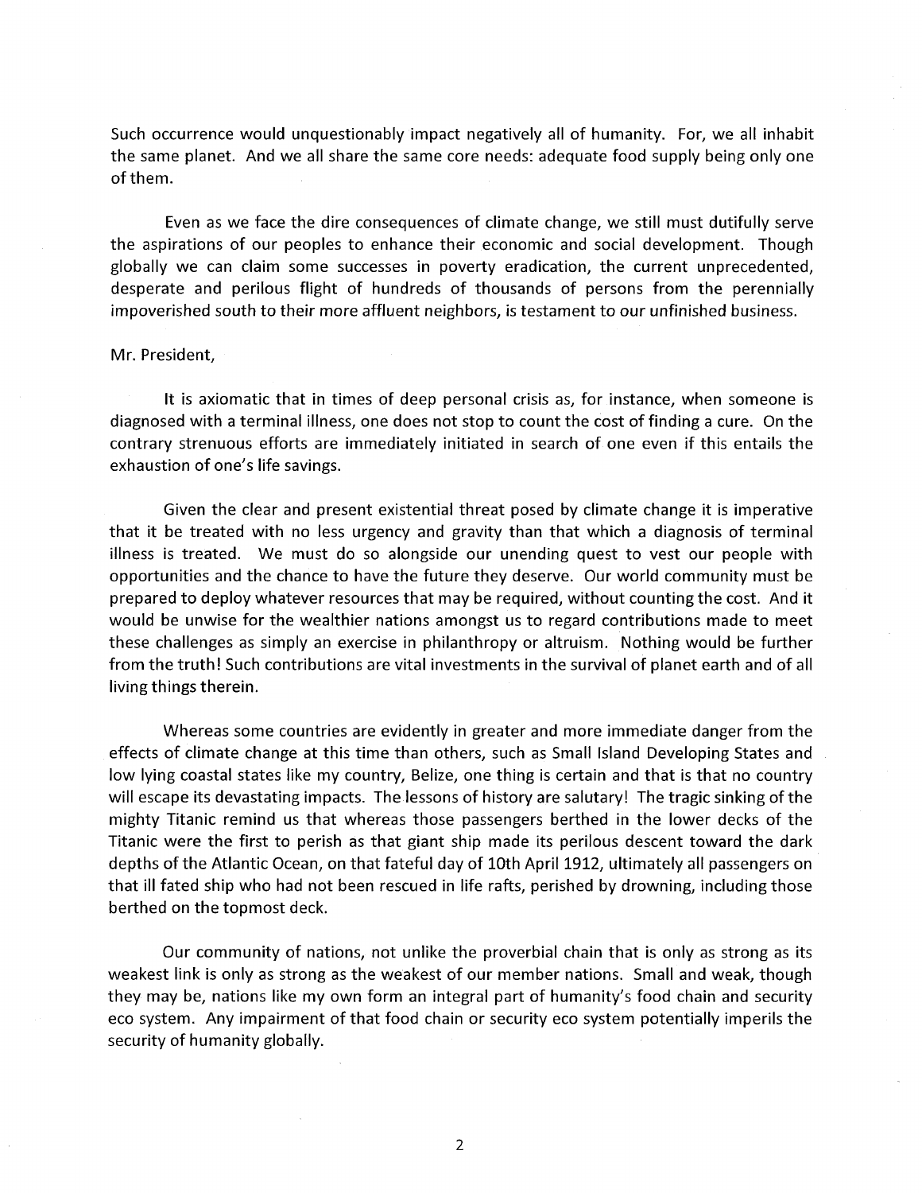Such occurrence would unquestionably impact negatively all of humanity. For, we all inhabit the same planet. And we all share the same core needs: adequate food supply being only one of them.

Even as we face the dire consequences of climate change, we still must dutifully serve the aspirations of our peoples to enhance their economic and social development. Though globally we can claim some successes in poverty eradication, the current unprecedented, desperate and perilous flight of hundreds of thousands of persons from the perennially impoverished south to their more affluent neighbors, is testament to our unfinished business.

Mr. President,

It is axiomatic that in times of deep personal crisis as, for instance, when someone is diagnosed with a terminal illness, one does not stop to count the cost of finding a cure. On the contrary strenuous efforts are immediately initiated in search of one even if this entails the exhaustion of one's life savings.

Given the clear and present existential threat posed by climate change it is imperative that it be treated with no less urgency and gravity than that which a diagnosis of terminal illness is treated. We must do so alongside our unending quest to vest our people with opportunities and the chance to have the future they deserve. Our world community must be prepared to deploy whatever resources that may be required, without counting the cost. And it would be unwise for the wealthier nations amongst us to regard contributions made to meet these challenges as simply an exercise in philanthropy or altruism. Nothing would be further from the truth! Such contributions are vital investments in the survival of planet earth and of all living things therein.

Whereas some countries are evidently in greater and more immediate danger from the effects of climate change at this time than others, such as Small Island Developing States and low lying coastal states like my country, Belize, one thing is certain and that is that no country will escape its devastating impacts. The lessons of history are salutary! The tragic sinking of the mighty Titanic remind us that whereas those passengers berthed in the lower decks of the Titanic were the first to perish as that giant ship made its perilous descent toward the dark depths of the Atlantic Ocean, on that fateful day of 10th April 1912, ultimately all passengers on that ill fated ship who had not been rescued in life rafts, perished by drowning, including those berthed on the topmost deck.

Our community of nations, not unlike the proverbial chain that is only as strong as its weakest link is only as strong as the weakest of our member nations. Small and weak, though they may be, nations like my own form an integral part of humanity's food chain and security eco system. Any impairment of that food chain or security eco system potentially imperils the security of humanity globally.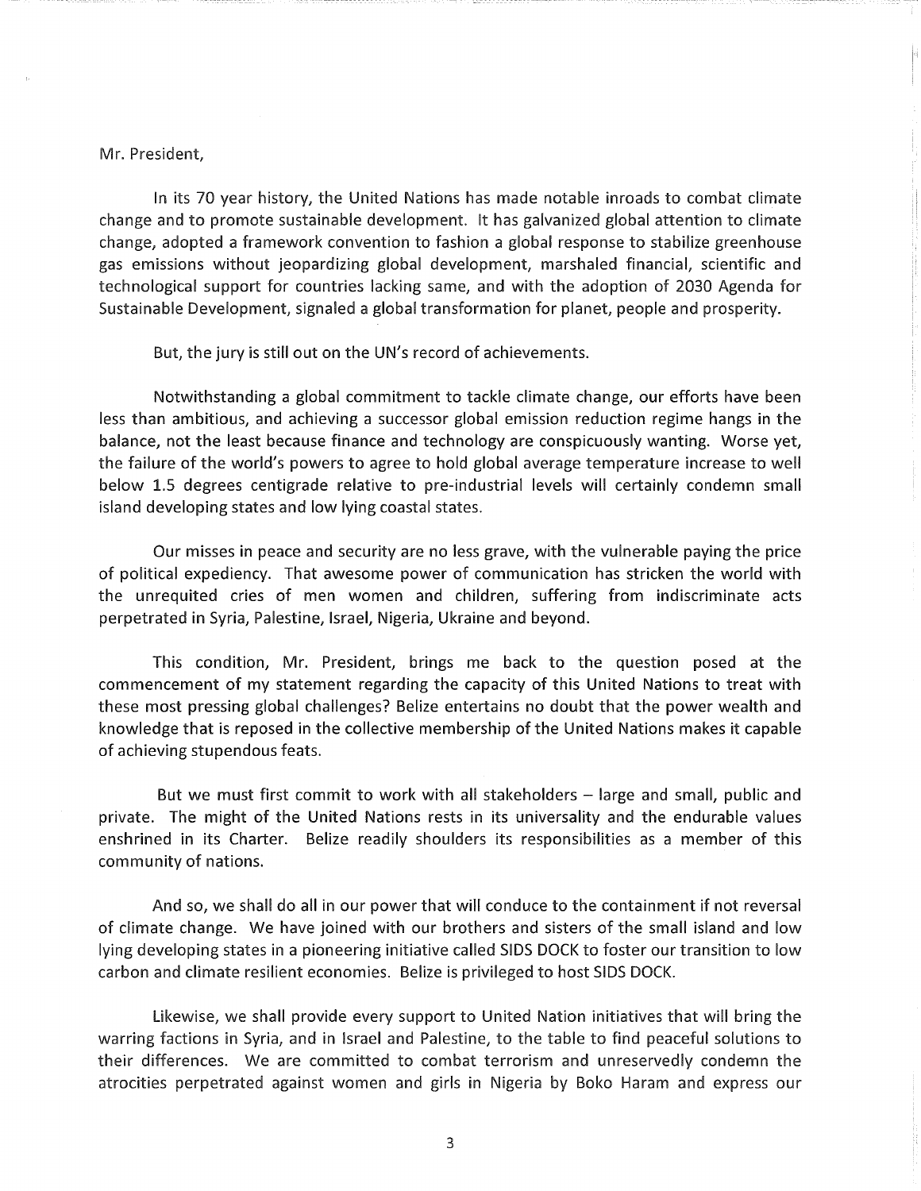Mr. President,

In its 70 year history, the United Nations has made notable inroads to combat climate change and to promote sustainable development. It has galvanized global attention to climate change, adopted a framework convention to fashion a global response to stabilize greenhouse gas emissions without jeopardizing global development, marshaled financial, scientific and technological support for countries lacking same, and with the adoption of 2030 Agenda for Sustainable Development, signaled a global transformation for planet, people and prosperity.

But, the jury is still out on the UN's record of achievements.

Notwithstanding a global commitment to tackle climate change, our efforts have been less than ambitious, and achieving a successor global emission reduction regime hangs in the balance, not the least because finance and technology are conspicuously wanting. Worse yet, the failure of the world's powers to agree to hold global average temperature increase to well below 1.5 degrees centigrade relative to pre-industrial levels will certainly condemn small island developing states and low lying coastal states.

Our misses in peace and security are no less grave, with the vulnerable paying the price of political expediency. That awesome power of communication has stricken the world with the unrequited cries of men women and children, suffering from indiscriminate acts perpetrated in Syria, Palestine, Israel, Nigeria, Ukraine and beyond.

This condition, Mr. President, brings me back to the question posed at the commencement of my statement regarding the capacity of this United Nations to treat with these most pressing global challenges? Belize entertains no doubt that the power wealth and knowledge that is reposed in the collective membership of the United Nations makes it capable of achieving stupendous feats.

But we must first commit to work with all stakeholders – large and small, public and private. The might of the United Nations rests in its universality and the endurable values enshrined in its Charter. Belize readily shoulders its responsibilities as a member of this community of nations.

And so, we shall do all in our power that will conduce to the containment if not reversal of climate change. We have joined with our brothers and sisters of the small island and low lying developing states in a pioneering initiative called SIDS DOCK to foster our transition to low carbon and climate resilient economies. Belize is privileged to host SIDS DOCK.

Likewise, we shall provide every support to United Nation initiatives that will bring the warring factions in Syria, and in Israel and Palestine, to the table to find peaceful solutions to their differences. We are committed to combat terrorism and unreservedly condemn the atrocities perpetrated against women and girls in Nigeria by Boko Haram and express our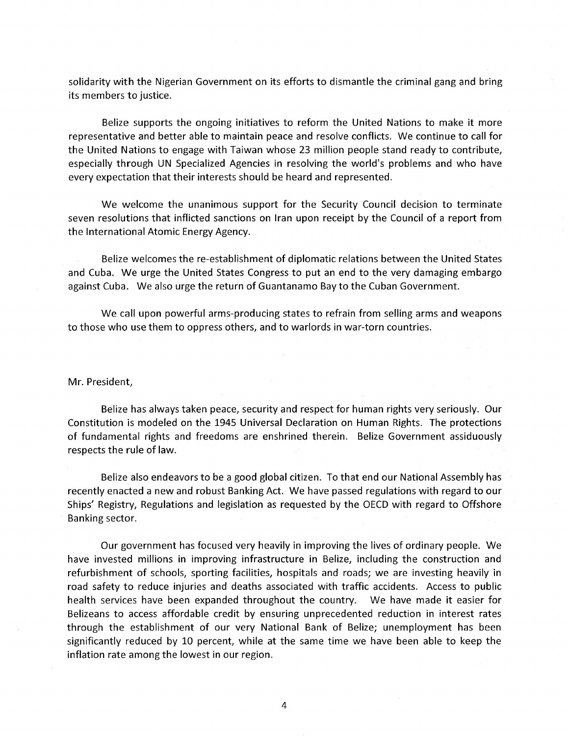solidarity with the Nigerian Government on its efforts to dismantle the criminal gang and bring its members to justice.

Belize supports the ongoing initiatives to reform the United Nations to make it more representative and better able to maintain peace and resolve conflicts. We continue to call for the United Nations to engage with Taiwan whose 23 million people stand ready to contribute, especially through UN Specialized Agencies in resolving the world's problems and who have every expectation that their interests should be heard and represented.

We welcome the unanimous support for the Security Council decision to terminate seven resolutions that inflicted sanctions on Iran upon receipt by the Council of a report from the International Atomic Energy Agency.

Belize welcomes the re-establishment of diplomatic relations between the United States and Cuba. We urge the United States Congress to put an end to the very damaging embargo against Cuba. We also urge the return of Guantanamo Bay to the Cuban Government.

We call upon powerful arms-producing states to refrain from selling arms and weapons to those who use them to oppress others, and to warlords in war-torn countries.

Mr. President,

Belize has always taken peace, security and respect for human rights very seriously. Our Constitution is modeled on the 1945 Universal Declaration on Human Rights. The protections of fundamental rights and freedoms are enshrined therein. Belize Government assiduously respects the rule of law.

Belize also endeavors to be a good global citizen. To that end our National Assembly has recently enacted a new and robust Banking Act. We have passed regulations with regard to our Ships' Registry, Regulations and legislation as requested by the OECD with regard to Offshore Banking sector.

Our government has focused very heavily in improving the lives of ordinary people. We have invested millions in improving infrastructure in Belize, including the construction and refurbishment of schools, sporting facilities, hospitals and roads; we are investing heavily in road safety to reduce injuries and deaths associated with traffic accidents. Access to public health services have been expanded throughout the country. We have made it easier for Belizeans to access affordable credit by ensuring unprecedented reduction in interest rates through the establishment of our very National Bank of Belize; unemployment has been significantly reduced by 10 percent, while at the same time we have been able to keep the inflation rate among the lowest in our region.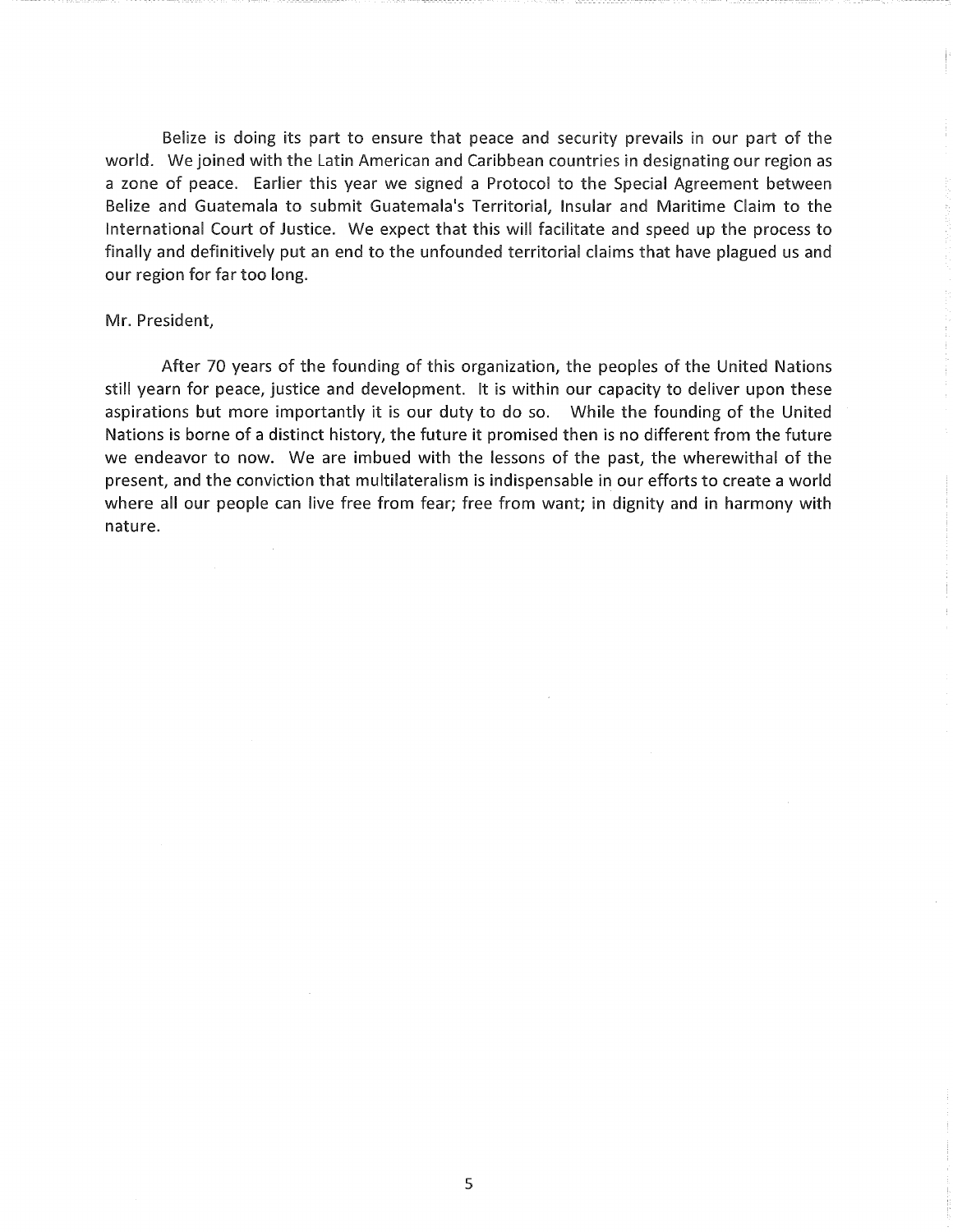Belize is doing its part to ensure that peace and security prevails in our part of the world. We joined with the Latin American and Caribbean countries in designating our region as a zone of peace. Earlier this year we signed a Protocol to the Special Agreement between Belize and Guatemala to submit Guatemala's Territorial, Insular and Maritime Claim to the International Court of Justice. We expect that this will facilitate and speed up the process to finally and definitively put an end to the unfounded territorial claims that have plagued us and our region for far too long.

Mr. President,

After 70 years of the founding of this organization, the peoples of the United Nations still yearn for peace, justice and development. It is within our capacity to deliver upon these aspirations but more importantly it is our duty to do so. While the founding of the United Nations is borne of a distinct history, the future it promised then is no different from the future we endeavor to now. We are imbued with the lessons of the past, the wherewithal of the present, and the conviction that multilateralism is indispensable in our efforts to create a world where all our people can live free from fear; free from want; in dignity and in harmony with nature.